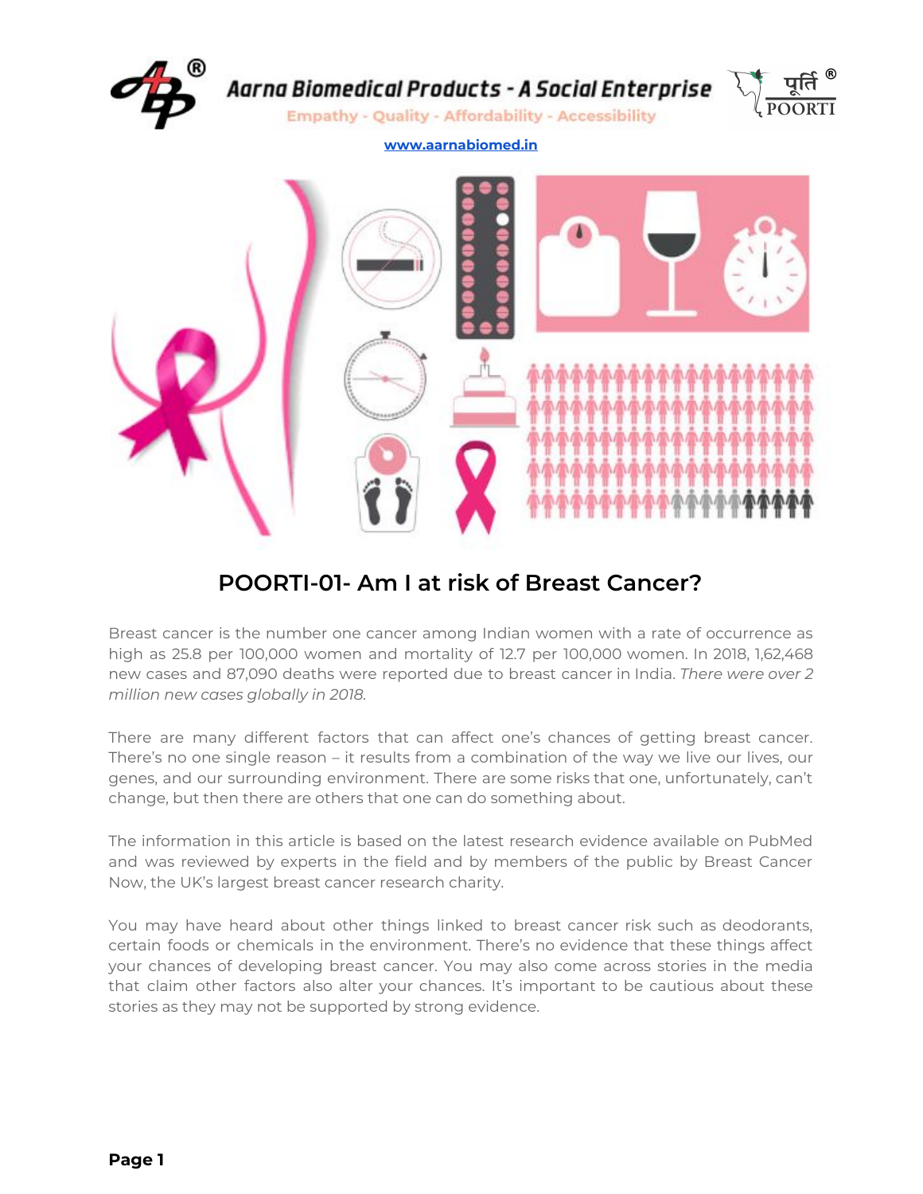Aarna Biomedical Products - A Social Enterprise

Empathy - Quality - Affordability - Accessibility

पूर्ति POORTI

www.aarnabiomed.in

# POORTI-01- Am I at risk of Breast Cancer?

Breast cancer is the number one cancer among Indian women with a rate of occurrence as high as 25.8 per 100,000 women and mortality of 12.7 per 100,000 women. In 2018, 1,62,468 new cases and 87,090 deaths were reported due to breast cancer in India. *There were over 2 million new cases globally in 2018.*

There are many different factors that can affect one's chances of getting breast cancer. There's no one single reason – it results from a combination of the way we live our lives, our genes, and our surrounding environment. There are some risks that one, unfortunately, can't change, but then there are others that one can do something about.

The information in this article is based on the latest research evidence available on PubMed and was reviewed by experts in the field and by members of the public by Breast Cancer Now, the UK's largest breast cancer research charity.

You may have heard about other things linked to breast cancer risk such as deodorants, certain foods or chemicals in the environment. There's no evidence that these things affect your chances of developing breast cancer. You may also come across stories in the media that claim other factors also alter your chances. It's important to be cautious about these stories as they may not be supported by strong evidence.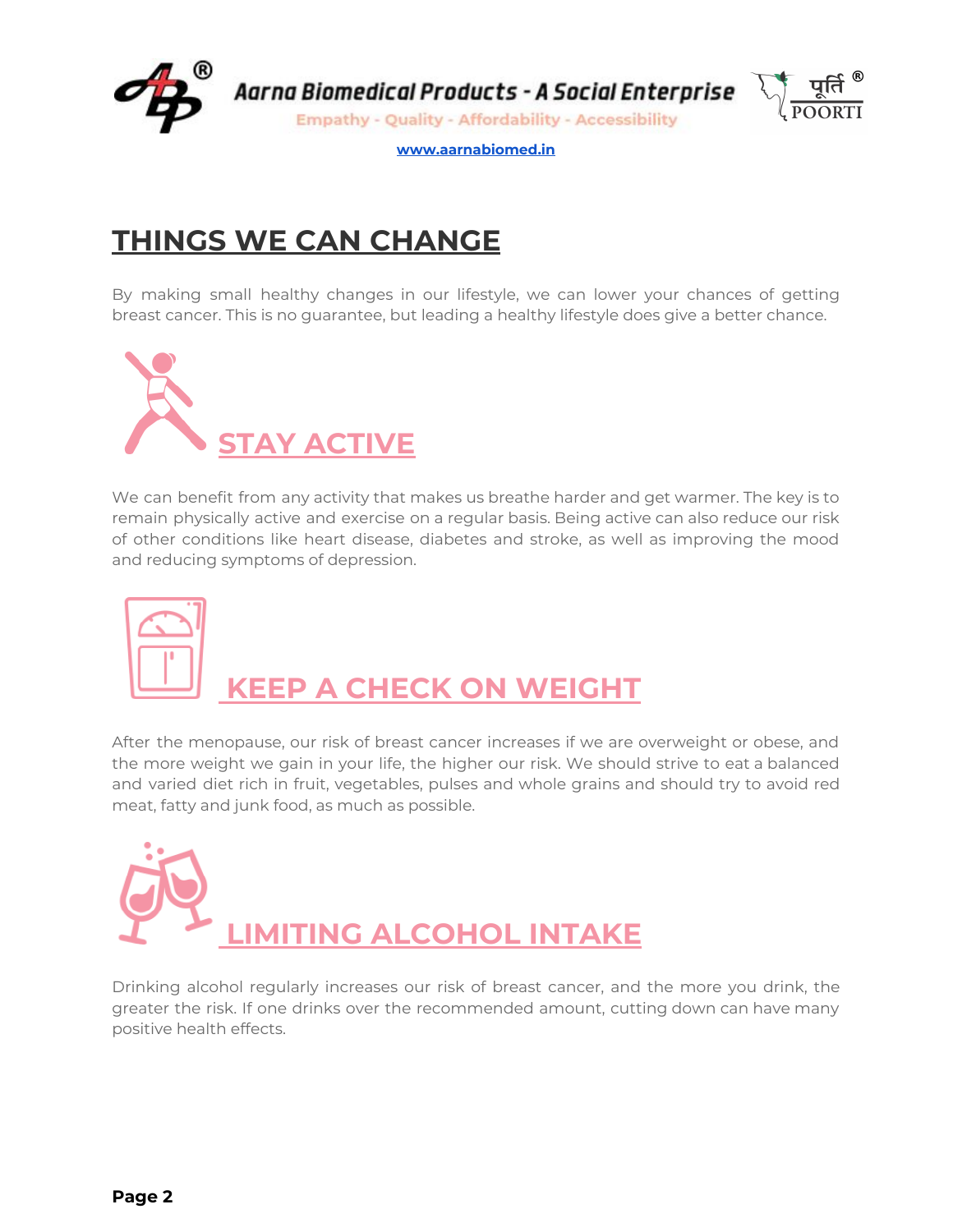# THINGS WE CAN CHANGE

By making small healthy changes in our lifestyle, we can lower your chances of getting breast cancer. This is no guarantee, but leading a healthy lifestyle does give a better chance.

## STAY ACTIVE

We can benefit from any activity that makes us breathe harder and get warmer. The key is to remain physically active and exercise on a regular basis. Being active can also reduce our risk of other conditions like heart disease, diabetes and stroke, as well as improving the mood and reducing symptoms of depression.

## KEEP A CHECK ON WEIGHT

After the menopause, our risk of breast cancer increases if we are overweight or obese, and the more weight we gain in your life, the higher our risk. We should strive to eat a balanced and varied diet rich in fruit, vegetables, pulses and whole grains and should try to avoid red meat, fatty and junk food, as much as possible.

## LIMITING ALCOHOL INTAKE

Drinking alcohol regularly increases our risk of breast cancer, and the more you drink, the greater the risk. If one drinks over the recommended amount, cutting down can have many positive health effects.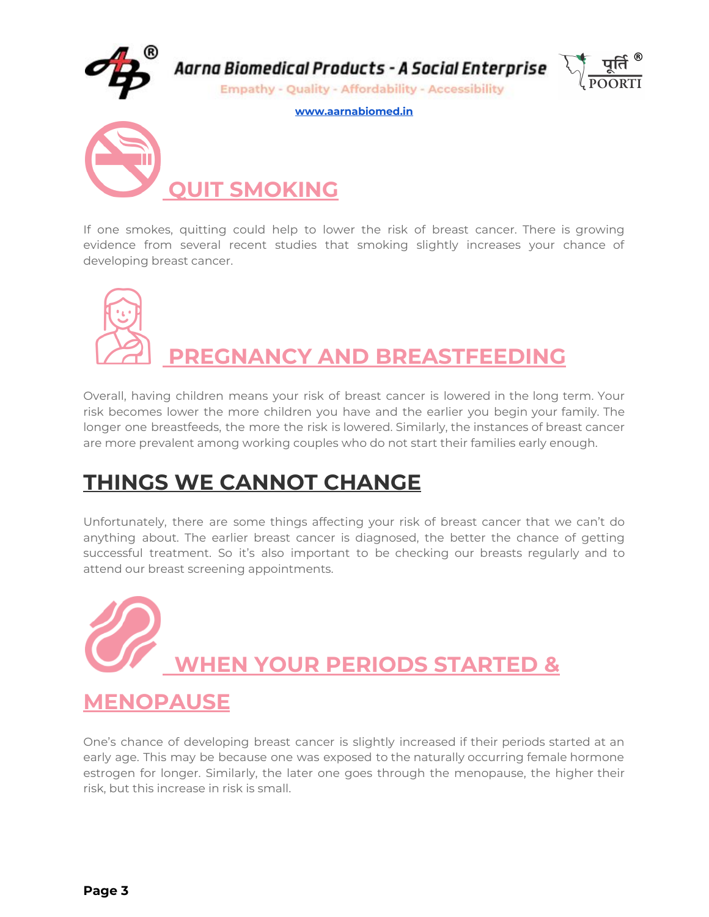## QUIT SMOKING

If one smokes, quitting could help to lower the risk of breast cancer. There is growing evidence from several recent studies that smoking slightly increases your chance of developing breast cancer.

## PREGNANCY AND BREASTFEEDING

Overall, having children means your risk of breast cancer is lowered in the long term. Your risk becomes lower the more children you have and the earlier you begin your family. The longer one breastfeeds, the more the risk is lowered. Similarly, the instances of breast cancer are more prevalent among working couples who do not start their families early enough.

## THINGS WE CANNOT CHANGE

Unfortunately, there are some things affecting your risk of breast cancer that we can't do anything about. The earlier breast cancer is diagnosed, the better the chance of getting successful treatment. So it's also important to be checking our breasts regularly and to attend our breast screening appointments.

## WHEN YOUR PERIODS STARTED & MENOPAUSE

One's chance of developing breast cancer is slightly increased if their periods started at an early age. This may be because one was exposed to the naturally occurring female hormone estrogen for longer. Similarly, the later one goes through the menopause, the higher their risk, but this increase in risk is small.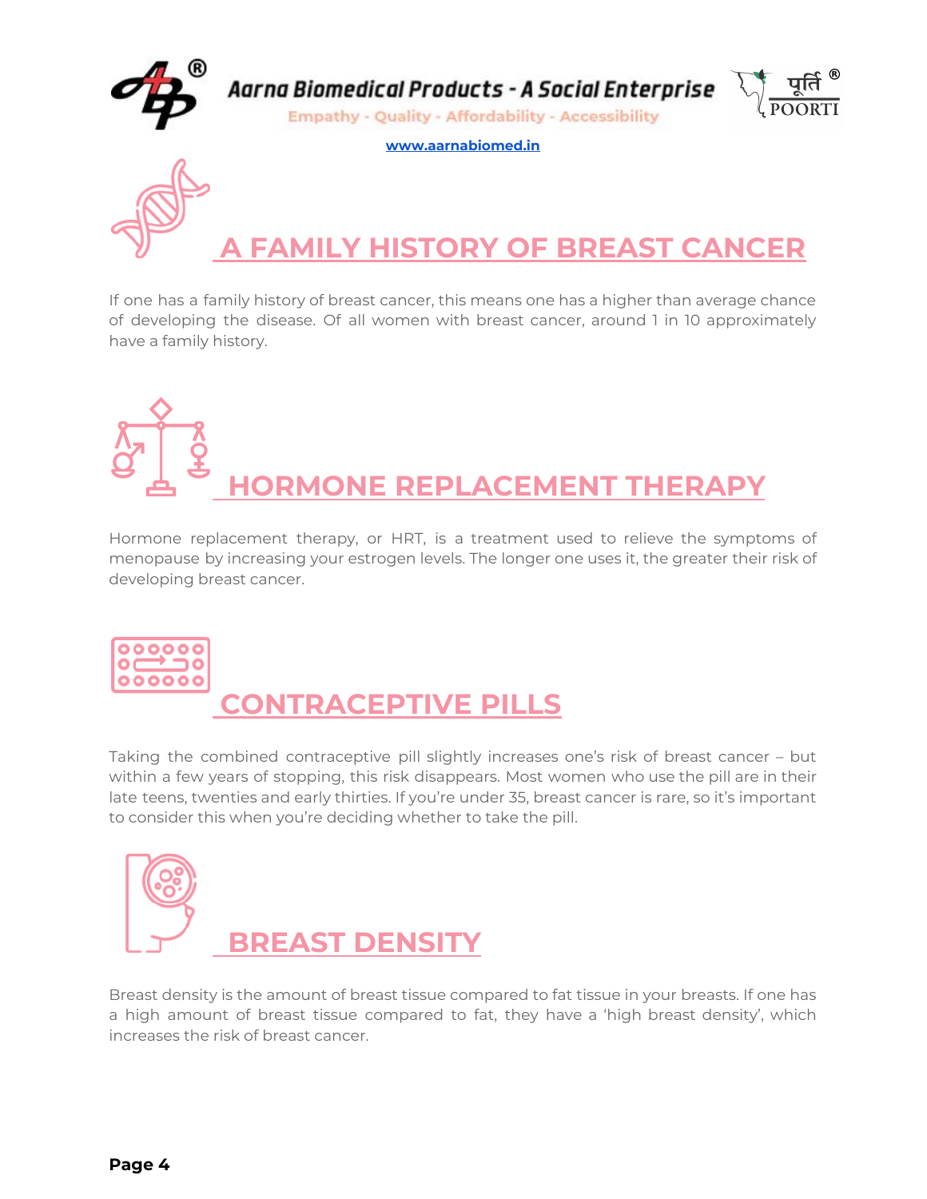## A FAMILY HISTORY OF BREAST CANCER

If one has a family history of breast cancer, this means one has a higher than average chance of developing the disease. Of all women with breast cancer, around 1 in 10 approximately have a family history.

## HORMONE REPLACEMENT THERAPY

Hormone replacement therapy, or HRT, is a treatment used to relieve the symptoms of menopause by increasing your estrogen levels. The longer one uses it, the greater their risk of developing breast cancer.

## CONTRACEPTIVE PILLS

Taking the combined contraceptive pill slightly increases one's risk of breast cancer – but within a few years of stopping, this risk disappears. Most women who use the pill are in their late teens, twenties and early thirties. If you're under 35, breast cancer is rare, so it's important to consider this when you're deciding whether to take the pill.

## BREAST DENSITY

Breast density is the amount of breast tissue compared to fat tissue in your breasts. If one has a high amount of breast tissue compared to fat, they have a 'high breast density', which increases the risk of breast cancer.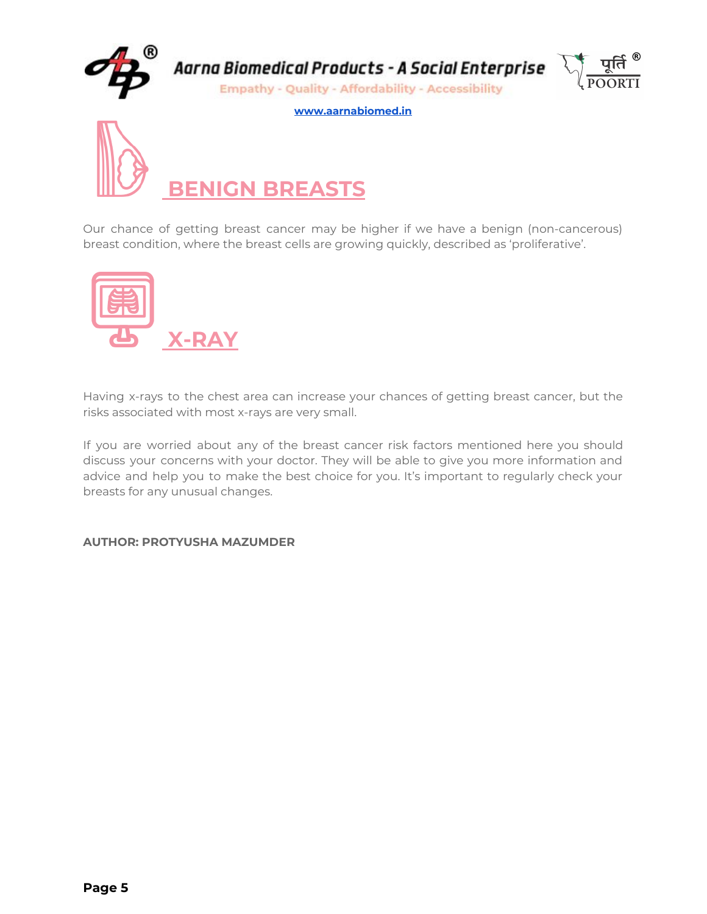## BENIGN BREASTS

Our chance of getting breast cancer may be higher if we have a benign (non-cancerous) breast condition, where the breast cells are growing quickly, described as 'proliferative'.

## X-RAY

Having x-rays to the chest area can increase your chances of getting breast cancer, but the risks associated with most x-rays are very small.

If you are worried about any of the breast cancer risk factors mentioned here you should discuss your concerns with your doctor. They will be able to give you more information and advice and help you to make the best choice for you. It's important to regularly check your breasts for any unusual changes.

**AUTHOR: PROTYUSHA MAZUMDER**